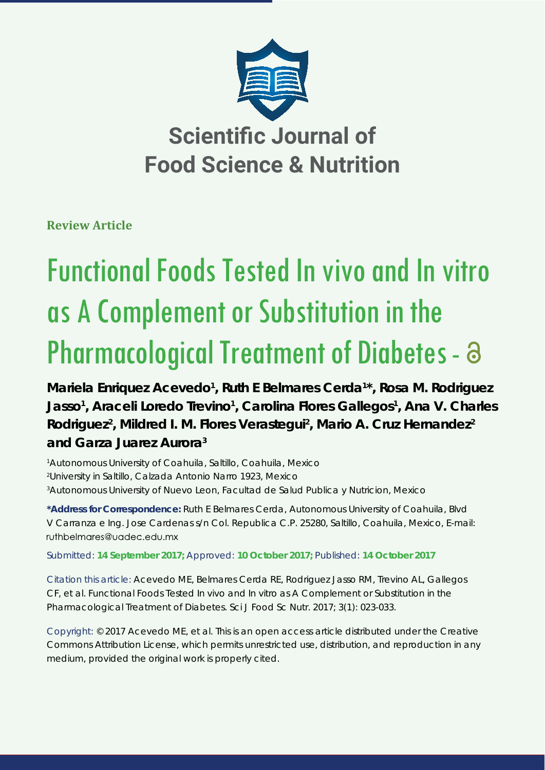# Scientific Journal of Food Science & Nutrition

**Review Article**

# Functional Foods Tested In vivo and In vitro as A Complement or Substitution in the Pharmacological Treatment of Diabetes

**Mariela Enriquez Acevedo[1], Ruth E Belmares Cerda[1*], Rosa M. Rodriguez Jasso[1], Araceli Loredo Trevino[1], Carolina Flores Gallegos[1], Ana V. Charles Rodriguez[2], Mildred I. M. Flores Verastegui[2], Mario A. Cruz Hernandez[2] and Garza Juarez Aurora[3]**

[1]Autonomous University of Coahuila, Saltillo, Coahuila, Mexico
[2]University in Saltillo, Calzada Antonio Narro 1923, Mexico
[3]Autonomous University of Nuevo Leon, Facultad de Salud Publica y Nutricion, Mexico

**\*Address for Correspondence:** Ruth E Belmares Cerda, Autonomous University of Coahuila, Blvd V Carranza e Ing. Jose Cardenas s/n Col. Republica C.P. 25280, Saltillo, Coahuila, Mexico, E-mail: ruthbelmares@uadec.edu.mx

Submitted: **14 September 2017;** Approved: **10 October 2017;** Published: **14 October 2017**

Citation this article: Acevedo ME, Belmares Cerda RE, Rodriguez Jasso RM, Trevino AL, Gallegos CF, et al. Functional Foods Tested In vivo and In vitro as A Complement or Substitution in the Pharmacological Treatment of Diabetes. Sci J Food Sc Nutr. 2017; 3(1): 023-033.

Copyright: © 2017 Acevedo ME, et al. This is an open access article distributed under the Creative Commons Attribution License, which permits unrestricted use, distribution, and reproduction in any medium, provided the original work is properly cited.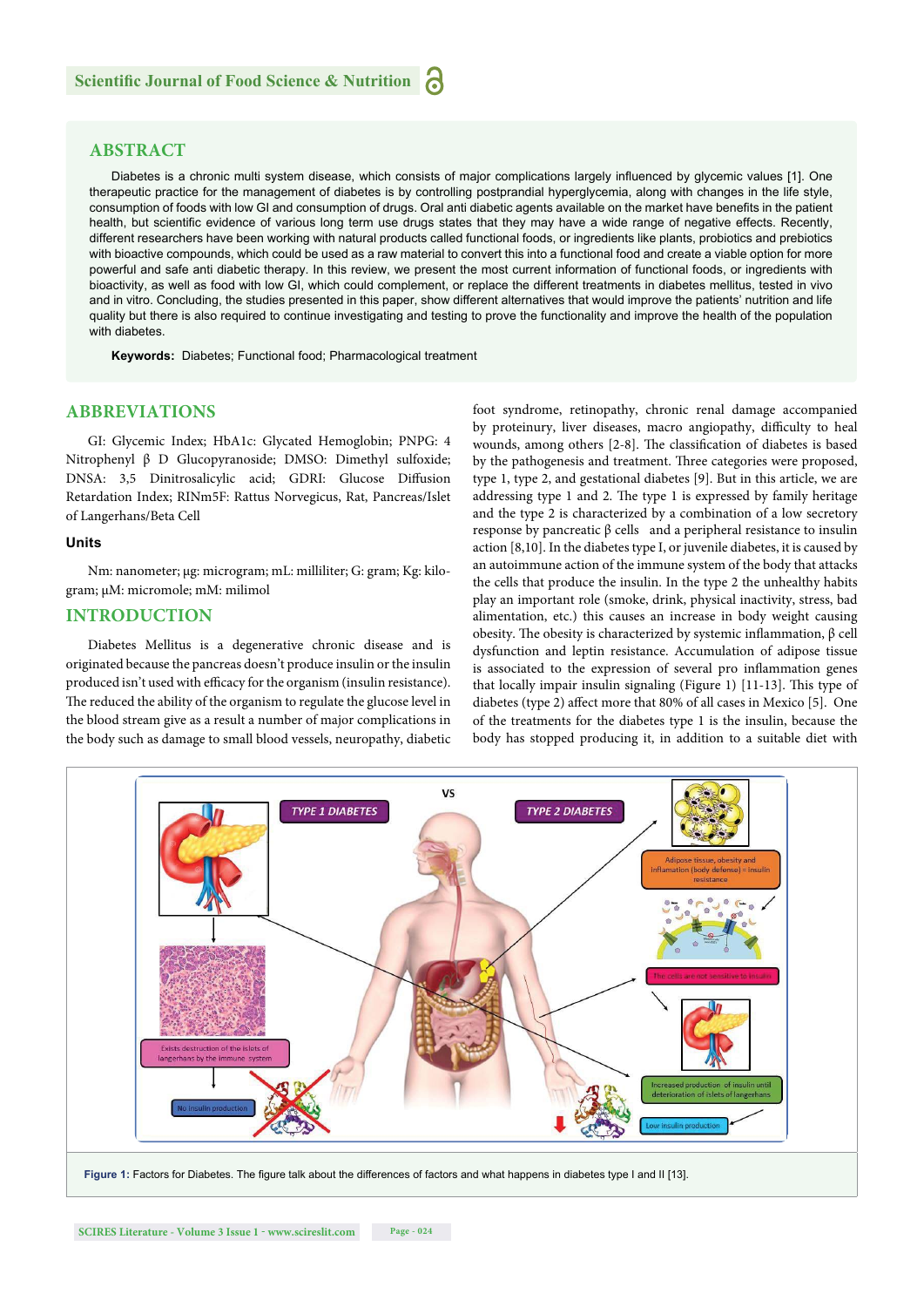## ABSTRACT

Diabetes is a chronic multi system disease, which consists of major complications largely influenced by glycemic values [1]. One therapeutic practice for the management of diabetes is by controlling postprandial hyperglycemia, along with changes in the life style, consumption of foods with low GI and consumption of drugs. Oral anti diabetic agents available on the market have benefits in the patient health, but scientific evidence of various long term use drugs states that they may have a wide range of negative effects. Recently, different researchers have been working with natural products called functional foods, or ingredients like plants, probiotics and prebiotics with bioactive compounds, which could be used as a raw material to convert this into a functional food and create a viable option for more powerful and safe anti diabetic therapy. In this review, we present the most current information of functional foods, or ingredients with bioactivity, as well as food with low GI, which could complement, or replace the different treatments in diabetes mellitus, tested in vivo and in vitro. Concluding, the studies presented in this paper, show different alternatives that would improve the patients' nutrition and life quality but there is also required to continue investigating and testing to prove the functionality and improve the health of the population with diabetes.

**Keywords:** Diabetes; Functional food; Pharmacological treatment

## ABBREVIATIONS

GI: Glycemic Index; HbA1c: Glycated Hemoglobin; PNPG: 4 Nitrophenyl β D Glucopyranoside; DMSO: Dimethyl sulfoxide; DNSA: 3,5 Dinitrosalicylic acid; GDRI: Glucose Diffusion Retardation Index; RINm5F: Rattus Norvegicus, Rat, Pancreas/Islet of Langerhans/Beta Cell

### Units

Nm: nanometer; µg: microgram; mL: milliliter; G: gram; Kg: kilogram; µM: micromole; mM: milimol

## INTRODUCTION

Diabetes Mellitus is a degenerative chronic disease and is originated because the pancreas doesn't produce insulin or the insulin produced isn't used with efficacy for the organism (insulin resistance). The reduced the ability of the organism to regulate the glucose level in the blood stream give as a result a number of major complications in the body such as damage to small blood vessels, neuropathy, diabetic foot syndrome, retinopathy, chronic renal damage accompanied by proteinury, liver diseases, macro angiopathy, difficulty to heal wounds, among others [2-8]. The classification of diabetes is based by the pathogenesis and treatment. Three categories were proposed, type 1, type 2, and gestational diabetes [9]. But in this article, we are addressing type 1 and 2. The type 1 is expressed by family heritage and the type 2 is characterized by a combination of a low secretory response by pancreatic β cells and a peripheral resistance to insulin action [8,10]. In the diabetes type I, or juvenile diabetes, it is caused by an autoimmune action of the immune system of the body that attacks the cells that produce the insulin. In the type 2 the unhealthy habits play an important role (smoke, drink, physical inactivity, stress, bad alimentation, etc.) this causes an increase in body weight causing obesity. The obesity is characterized by systemic inflammation, β cell dysfunction and leptin resistance. Accumulation of adipose tissue is associated to the expression of several pro inflammation genes that locally impair insulin signaling (Figure 1) [11-13]. This type of diabetes (type 2) affect more that 80% of all cases in Mexico [5]. One of the treatments for the diabetes type 1 is the insulin, because the body has stopped producing it, in addition to a suitable diet with

**Figure 1:** Factors for Diabetes. The figure talk about the differences of factors and what happens in diabetes type I and II [13].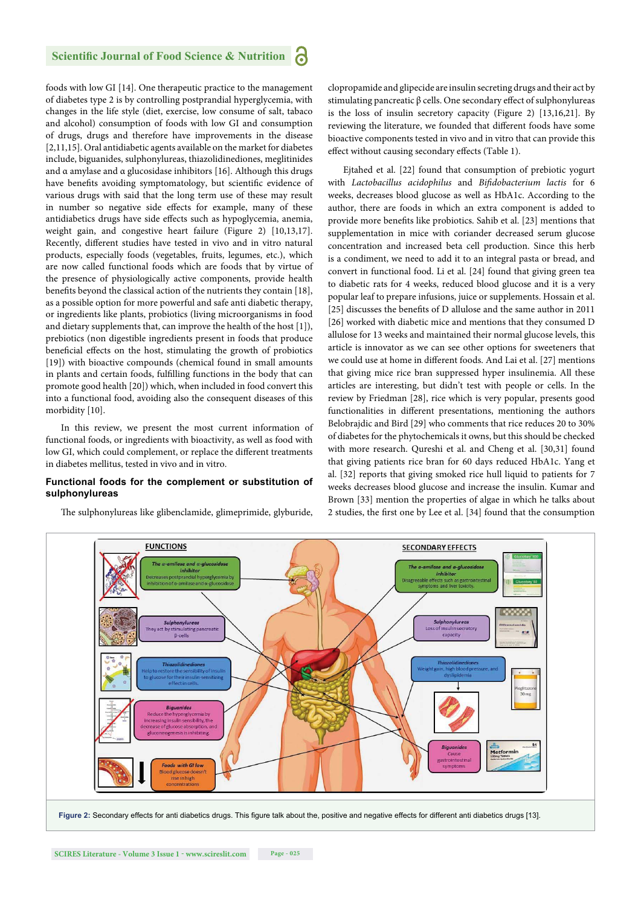foods with low GI [14]. One therapeutic practice to the management of diabetes type 2 is by controlling postprandial hyperglycemia, with changes in the life style (diet, exercise, low consume of salt, tabaco and alcohol) consumption of foods with low GI and consumption of drugs, drugs and therefore have improvements in the disease [2,11,15]. Oral antidiabetic agents available on the market for diabetes include, biguanides, sulphonylureas, thiazolidinediones, meglitinides and α amylase and α glucosidase inhibitors [16]. Although this drugs have benefits avoiding symptomatology, but scientific evidence of various drugs with said that the long term use of these may result in number so negative side effects for example, many of these antidiabetics drugs have side effects such as hypoglycemia, anemia, weight gain, and congestive heart failure (Figure 2) [10,13,17]. Recently, different studies have tested in vivo and in vitro natural products, especially foods (vegetables, fruits, legumes, etc.), which are now called functional foods which are foods that by virtue of the presence of physiologically active components, provide health benefits beyond the classical action of the nutrients they contain [18], as a possible option for more powerful and safe anti diabetic therapy, or ingredients like plants, probiotics (living microorganisms in food and dietary supplements that, can improve the health of the host [1]), prebiotics (non digestible ingredients present in foods that produce beneficial effects on the host, stimulating the growth of probiotics [19]) with bioactive compounds (chemical found in small amounts in plants and certain foods, fulfilling functions in the body that can promote good health [20]) which, when included in food convert this into a functional food, avoiding also the consequent diseases of this morbidity [10].

In this review, we present the most current information of functional foods, or ingredients with bioactivity, as well as food with low GI, which could complement, or replace the different treatments in diabetes mellitus, tested in vivo and in vitro.

## Functional foods for the complement or substitution of sulphonylureas

The sulphonylureas like glibenclamide, glimeprimide, glyburide, clopropamide and glipecide are insulin secreting drugs and their act by stimulating pancreatic β cells. One secondary effect of sulphonylureas is the loss of insulin secretory capacity (Figure 2) [13,16,21]. By reviewing the literature, we founded that different foods have some bioactive components tested in vivo and in vitro that can provide this effect without causing secondary effects (Table 1).

Ejtahed et al. [22] found that consumption of prebiotic yogurt with *Lactobacillus acidophilus* and *Bifidobacterium lactis* for 6 weeks, decreases blood glucose as well as HbA1c. According to the author, there are foods in which an extra component is added to provide more benefits like probiotics. Sahib et al. [23] mentions that supplementation in mice with coriander decreased serum glucose concentration and increased beta cell production. Since this herb is a condiment, we need to add it to an integral pasta or bread, and convert in functional food. Li et al. [24] found that giving green tea to diabetic rats for 4 weeks, reduced blood glucose and it is a very popular leaf to prepare infusions, juice or supplements. Hossain et al. [25] discusses the benefits of D allulose and the same author in 2011 [26] worked with diabetic mice and mentions that they consumed D allulose for 13 weeks and maintained their normal glucose levels, this article is innovator as we can see other options for sweeteners that we could use at home in different foods. And Lai et al. [27] mentions that giving mice rice bran suppressed hyper insulinemia. All these articles are interesting, but didn't test with people or cells. In the review by Friedman [28], rice which is very popular, presents good functionalities in different presentations, mentioning the authors Belobrajdic and Bird [29] who comments that rice reduces 20 to 30% of diabetes for the phytochemicals it owns, but this should be checked with more research. Qureshi et al. and Cheng et al. [30,31] found that giving patients rice bran for 60 days reduced HbA1c. Yang et al. [32] reports that giving smoked rice hull liquid to patients for 7 weeks decreases blood glucose and increase the insulin. Kumar and Brown [33] mention the properties of algae in which he talks about 2 studies, the first one by Lee et al. [34] found that the consumption

**Figure 2:** Secondary effects for anti diabetics drugs. This figure talk about the, positive and negative effects for different anti diabetics drugs [13].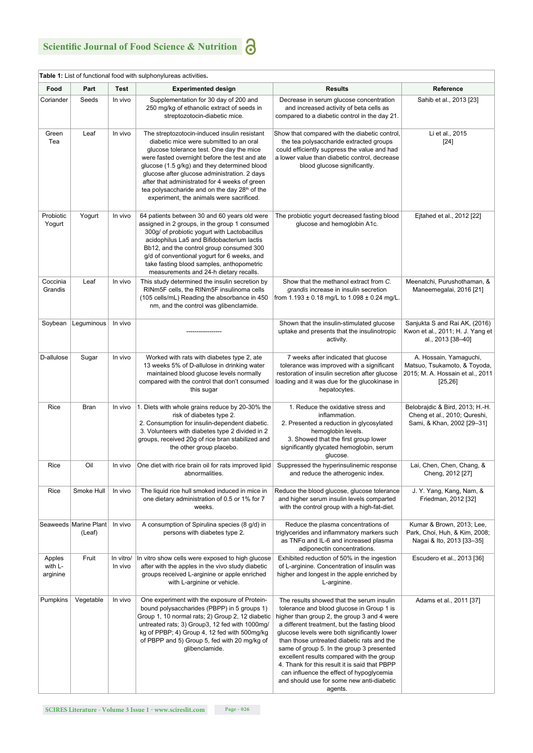**Table 1:** List of functional food with sulphonylureas activities.

| Food | Part | Test | Experimented design | Results | Reference |
|---|---|---|---|---|---|
| Coriander | Seeds | In vivo | Supplementation for 30 day of 200 and 250 mg/kg of ethanolic extract of seeds in streptozotocin-diabetic mice. | Decrease in serum glucose concentration and increased activity of beta cells as compared to a diabetic control in the day 21. | Sahib et al., 2013 [23] |
| Green Tea | Leaf | In vivo | The streptozotocin-induced insulin resistant diabetic mice were submitted to an oral glucose tolerance test. One day the mice were fasted overnight before the test and ate glucose (1.5 g/kg) and they determined blood glucose after glucose administration. 2 days after that administrated for 4 weeks of green tea polysaccharide and on the day 28th of the experiment, the animals were sacrificed. | Show that compared with the diabetic control, the tea polysaccharide extracted groups could efficiently suppress the value and had a lower value than diabetic control, decrease blood glucose significantly. | Li et al., 2015 [24] |
| Probiotic Yogurt | Yogurt | In vivo | 64 patients between 30 and 60 years old were assigned in 2 groups, in the group 1 consumed 300g/ of probiotic yogurt with Lactobacillus acidophilus La5 and Bifidobacterium lactis Bb12, and the control group consumed 300 g/d of conventional yogurt for 6 weeks, and take fasting blood samples, anthopometric measurements and 24-h dietary recalls. | The probiotic yogurt decreased fasting blood glucose and hemoglobin A1c. | Ejtahed et al., 2012 [22] |
| Coccinia Grandis | Leaf | In vivo | This study determined the insulin secretion by RINm5F cells, the RINm5F insulinoma cells (105 cells/mL) Reading the absorbance in 450 nm, and the control was glibenclamide. | Show that the methanol extract from *C. grandis* increase in insulin secretion from 1.193 ± 0.18 mg/L to 1.098 ± 0.24 mg/L. | Meenatchi, Purushothaman, & Maneemegalai, 2016 [21] |
| Soybean | Leguminous | In vivo | ---------------- | Shown that the insulin-stimulated glucose uptake and presents that the insulinotropic activity. | Sanjukta S and Rai AK, (2016) Kwon et al., 2011; H. J. Yang et al., 2013 [38–40] |
| D-allulose | Sugar | In vivo | Worked with rats with diabetes type 2, ate 13 weeks 5% of D-allulose in drinking water maintained blood glucose levels normally compared with the control that don't consumed this sugar | 7 weeks after indicated that glucose tolerance was improved with a significant restoration of insulin secretion after glucose loading and it was due for the glucokinase in hepatocytes. | A. Hossain, Yamaguchi, Matsuo, Tsukamoto, & Toyoda, 2015; M. A. Hossain et al., 2011 [25,26] |
| Rice | Bran | In vivo | 1. Diets with whole grains reduce by 20-30% the risk of diabetes type 2.<br>2. Consumption for insulin-dependent diabetic.<br>3. Volunteers with diabetes type 2 divided in 2 groups, received 20g of rice bran stabilized and the other group placebo. | 1. Reduce the oxidative stress and inflammation.<br>2. Presented a reduction in glycosylated hemoglobin levels.<br>3. Showed that the first group lower significantly glycated hemoglobin, serum glucose. | Belobrajdic & Bird, 2013; H.-H. Cheng et al., 2010; Qureshi, Sami, & Khan, 2002 [29–31] |
| Rice | Oil | In vivo | One diet with rice brain oil for rats improved lipid abnormalities. | Suppressed the hyperinsulinemic response and reduce the atherogenic index. | Lai, Chen, Chen, Chang, & Cheng, 2012 [27] |
| Rice | Smoke Hull | In vivo | The liquid rice hull smoked induced in mice in one dietary administration of 0.5 or 1% for 7 weeks. | Reduce the blood glucose, glucose tolerance and higher serum insulin levels comparted with the control group with a high-fat-diet. | J. Y. Yang, Kang, Nam, & Friedman, 2012 [32] |
| Seaweeds | Marine Plant (Leaf) | In vivo | A consumption of Spirulina species (8 g/d) in persons with diabetes type 2. | Reduce the plasma concentrations of triglycerides and inflammatory markers such as TNFα and IL-6 and increased plasma adiponectin concentrations. | Kumar & Brown, 2013; Lee, Park, Choi, Huh, & Kim, 2008; Nagai & Ito, 2013 [33–35] |
| Apples with L-arginine | Fruit | In vitro/ In vivo | In vitro show cells were exposed to high glucose after with the apples in the in vivo study diabetic groups received L-arginine or apple enriched with L-arginine or vehicle. | Exhibited reduction of 50% in the ingestion of L-arginine. Concentration of insulin was higher and longest in the apple enriched by L-arginine. | Escudero et al., 2013 [36] |
| Pumpkins | Vegetable | In vivo | One experiment with the exposure of Protein-bound polysaccharides (PBPP) in 5 groups 1) Group 1, 10 normal rats; 2) Group 2, 12 diabetic untreated rats; 3) Group3, 12 fed with 1000mg/kg of PPBP; 4) Group 4, 12 fed with 500mg/kg of PBPP and 5) Group 5, fed with 20 mg/kg of glibenclamide. | The results showed that the serum insulin tolerance and blood glucose in Group 1 is higher than group 2, the group 3 and 4 were a different treatment, but the fasting blood glucose levels were both significantly lower than those untreated diabetic rats and the same of group 5. In the group 3 presented excellent results compared with the group 4. Thank for this result it is said that PBPP can influence the effect of hypoglycemia and should use for some new anti-diabetic agents. | Adams et al., 2011 [37] |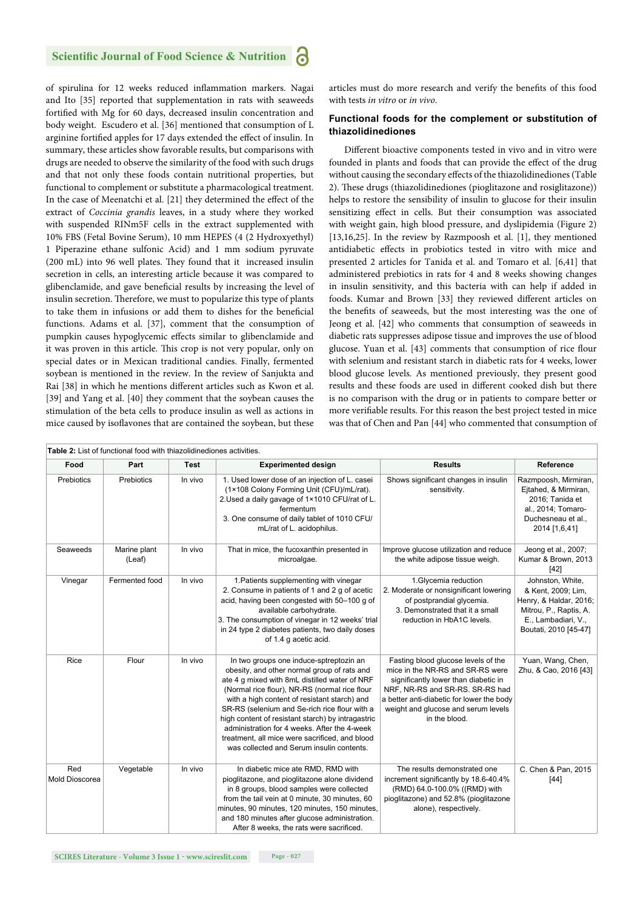of spirulina for 12 weeks reduced inflammation markers. Nagai and Ito [35] reported that supplementation in rats with seaweeds fortified with Mg for 60 days, decreased insulin concentration and body weight. Escudero et al. [36] mentioned that consumption of L arginine fortified apples for 17 days extended the effect of insulin. In summary, these articles show favorable results, but comparisons with drugs are needed to observe the similarity of the food with such drugs and that not only these foods contain nutritional properties, but functional to complement or substitute a pharmacological treatment. In the case of Meenatchi et al. [21] they determined the effect of the extract of *Coccinia grandis* leaves, in a study where they worked with suspended RINm5F cells in the extract supplemented with 10% FBS (Fetal Bovine Serum), 10 mm HEPES (4 (2 Hydroxyethyl) 1 Piperazine ethane sulfonic Acid) and 1 mm sodium pyruvate (200 mL) into 96 well plates. They found that it increased insulin secretion in cells, an interesting article because it was compared to glibenclamide, and gave beneficial results by increasing the level of insulin secretion. Therefore, we must to popularize this type of plants to take them in infusions or add them to dishes for the beneficial functions. Adams et al. [37], comment that the consumption of pumpkin causes hypoglycemic effects similar to glibenclamide and it was proven in this article. This crop is not very popular, only on special dates or in Mexican traditional candies. Finally, fermented soybean is mentioned in the review. In the review of Sanjukta and Rai [38] in which he mentions different articles such as Kwon et al. [39] and Yang et al. [40] they comment that the soybean causes the stimulation of the beta cells to produce insulin as well as actions in mice caused by isoflavones that are contained the soybean, but these articles must do more research and verify the benefits of this food with tests *in vitro* or *in vivo*.

### Functional foods for the complement or substitution of thiazolidinediones

Different bioactive components tested in vivo and in vitro were founded in plants and foods that can provide the effect of the drug without causing the secondary effects of the thiazolidinediones (Table 2). These drugs (thiazolidinediones (pioglitazone and rosiglitazone)) helps to restore the sensibility of insulin to glucose for their insulin sensitizing effect in cells. But their consumption was associated with weight gain, high blood pressure, and dyslipidemia (Figure 2) [13,16,25]. In the review by Razmpoosh et al. [1], they mentioned antidiabetic effects in probiotics tested in vitro with mice and presented 2 articles for Tanida et al. and Tomaro et al. [6,41] that administered prebiotics in rats for 4 and 8 weeks showing changes in insulin sensitivity, and this bacteria with can help if added in foods. Kumar and Brown [33] they reviewed different articles on the benefits of seaweeds, but the most interesting was the one of Jeong et al. [42] who comments that consumption of seaweeds in diabetic rats suppresses adipose tissue and improves the use of blood glucose. Yuan et al. [43] comments that consumption of rice flour with selenium and resistant starch in diabetic rats for 4 weeks, lower blood glucose levels. As mentioned previously, they present good results and these foods are used in different cooked dish but there is no comparison with the drug or in patients to compare better or more verifiable results. For this reason the best project tested in mice was that of Chen and Pan [44] who commented that consumption of

**Table 2:** List of functional food with thiazolidinediones activities.

| Food | Part | Test | Experimented design | Results | Reference |
|---|---|---|---|---|---|
| Prebiotics | Prebiotics | In vivo | 1. Used lower dose of an injection of L. casei (1×108 Colony Forming Unit (CFU)/mL/rat). 2.Used a daily gavage of 1×1010 CFU/rat of L. fermentum 3. One consume of daily tablet of 1010 CFU/ mL/rat of L. acidophilus. | Shows significant changes in insulin sensitivity. | Razmpoosh, Mirmiran, Ejtahed, & Mirmiran, 2016; Tanida et al., 2014; Tomaro-Duchesneau et al., 2014 [1,6,41] |
| Seaweeds | Marine plant (Leaf) | In vivo | That in mice, the fucoxanthin presented in microalgae. | Improve glucose utilization and reduce the white adipose tissue weigh. | Jeong et al., 2007; Kumar & Brown, 2013 [42] |
| Vinegar | Fermented food | In vivo | 1.Patients supplementing with vinegar 2. Consume in patients of 1 and 2 g of acetic acid, having been congested with 50–100 g of available carbohydrate. 3. The consumption of vinegar in 12 weeks' trial in 24 type 2 diabetes patients, two daily doses of 1.4 g acetic acid. | 1.Glycemia reduction 2. Moderate or nonsignificant lowering of postprandial glycemia. 3. Demonstrated that it a small reduction in HbA1C levels. | Johnston, White, & Kent, 2009; Lim, Henry, & Haldar, 2016; Mitrou, P., Raptis, A. E., Lambadiari, V., Boutati, 2010 [45-47] |
| Rice | Flour | In vivo | In two groups one induce-sptreptozin an obesity, and other normal group of rats and ate 4 g mixed with 8mL distilled water of NRF (Normal rice flour), NR-RS (normal rice flour with a high content of resistant starch) and SR-RS (selenium and Se-rich rice flour with a high content of resistant starch) by intragastric administration for 4 weeks. After the 4-week treatment, all mice were sacrificed, and blood was collected and Serum insulin contents. | Fasting blood glucose levels of the mice in the NR-RS and SR-RS were significantly lower than diabetic in NRF, NR-RS and SR-RS. SR-RS had a better anti-diabetic for lower the body weight and glucose and serum levels in the blood. | Yuan, Wang, Chen, Zhu, & Cao, 2016 [43] |
| Red Mold Dioscorea | Vegetable | In vivo | In diabetic mice ate RMD, RMD with pioglitazone, and pioglitazone alone dividend in 8 groups, blood samples were collected from the tail vein at 0 minute, 30 minutes, 60 minutes, 90 minutes, 120 minutes, 150 minutes, and 180 minutes after glucose administration. After 8 weeks, the rats were sacrificed. | The results demonstrated one increment significantly by 18.6-40.4% (RMD) 64.0-100.0% ((RMD) with pioglitazone) and 52.8% (pioglitazone alone), respectively. | C. Chen & Pan, 2015 [44] |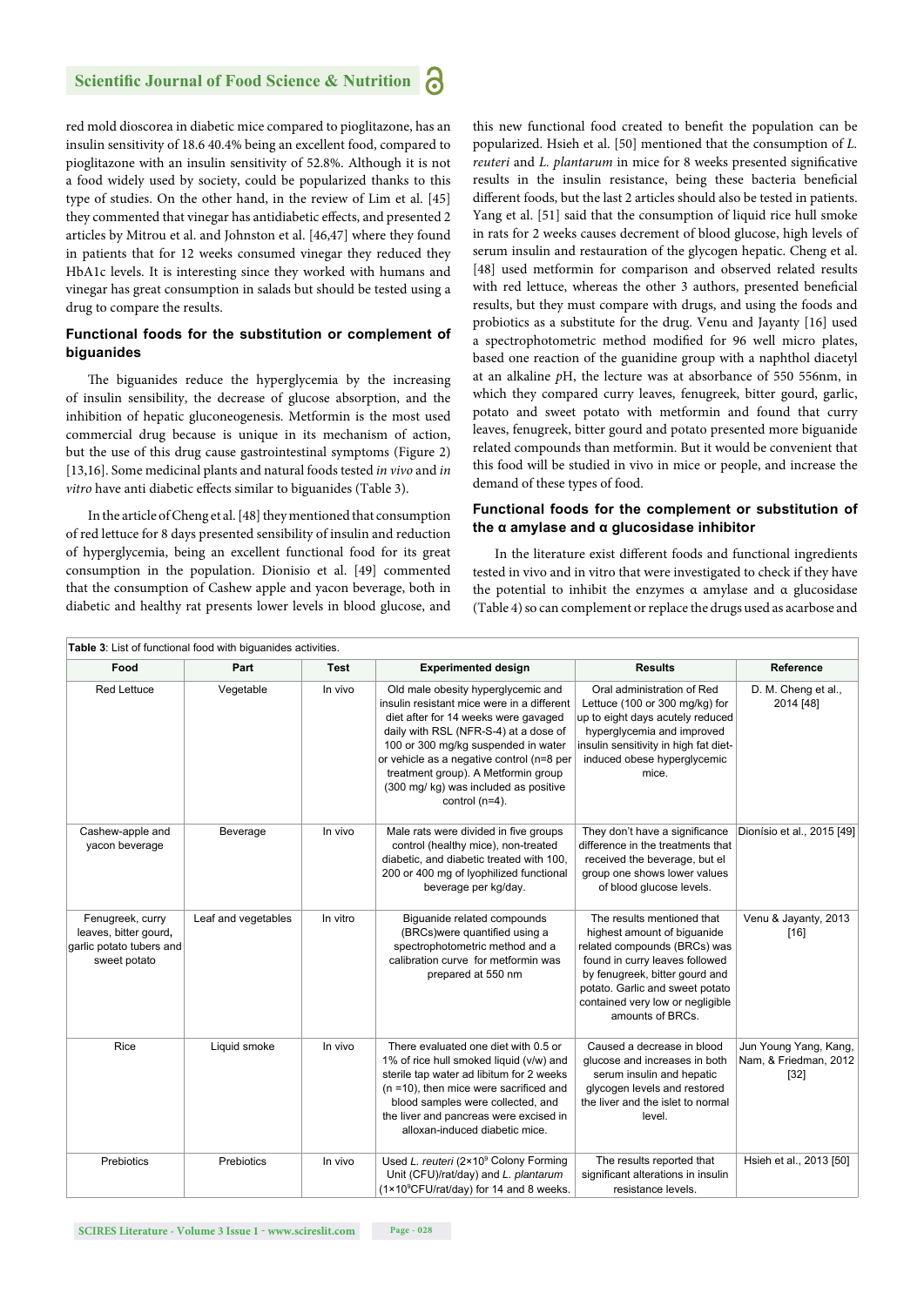red mold dioscorea in diabetic mice compared to pioglitazone, has an insulin sensitivity of 18.6 40.4% being an excellent food, compared to pioglitazone with an insulin sensitivity of 52.8%. Although it is not a food widely used by society, could be popularized thanks to this type of studies. On the other hand, in the review of Lim et al. [45] they commented that vinegar has antidiabetic effects, and presented 2 articles by Mitrou et al. and Johnston et al. [46,47] where they found in patients that for 12 weeks consumed vinegar they reduced they HbA1c levels. It is interesting since they worked with humans and vinegar has great consumption in salads but should be tested using a drug to compare the results.

### Functional foods for the substitution or complement of biguanides

The biguanides reduce the hyperglycemia by the increasing of insulin sensibility, the decrease of glucose absorption, and the inhibition of hepatic gluconeogenesis. Metformin is the most used commercial drug because is unique in its mechanism of action, but the use of this drug cause gastrointestinal symptoms (Figure 2) [13,16]. Some medicinal plants and natural foods tested *in vivo* and *in vitro* have anti diabetic effects similar to biguanides (Table 3).

In the article of Cheng et al. [48] they mentioned that consumption of red lettuce for 8 days presented sensibility of insulin and reduction of hyperglycemia, being an excellent functional food for its great consumption in the population. Dionisio et al. [49] commented that the consumption of Cashew apple and yacon beverage, both in diabetic and healthy rat presents lower levels in blood glucose, and this new functional food created to benefit the population can be popularized. Hsieh et al. [50] mentioned that the consumption of *L. reuteri* and *L. plantarum* in mice for 8 weeks presented significative results in the insulin resistance, being these bacteria beneficial different foods, but the last 2 articles should also be tested in patients. Yang et al. [51] said that the consumption of liquid rice hull smoke in rats for 2 weeks causes decrement of blood glucose, high levels of serum insulin and restauration of the glycogen hepatic. Cheng et al. [48] used metformin for comparison and observed related results with red lettuce, whereas the other 3 authors, presented beneficial results, but they must compare with drugs, and using the foods and probiotics as a substitute for the drug. Venu and Jayanty [16] used a spectrophotometric method modified for 96 well micro plates, based one reaction of the guanidine group with a naphthol diacetyl at an alkaline *p*H, the lecture was at absorbance of 550 556nm, in which they compared curry leaves, fenugreek, bitter gourd, garlic, potato and sweet potato with metformin and found that curry leaves, fenugreek, bitter gourd and potato presented more biguanide related compounds than metformin. But it would be convenient that this food will be studied in vivo in mice or people, and increase the demand of these types of food.

### Functional foods for the complement or substitution of the α amylase and α glucosidase inhibitor

In the literature exist different foods and functional ingredients tested in vivo and in vitro that were investigated to check if they have the potential to inhibit the enzymes α amylase and α glucosidase (Table 4) so can complement or replace the drugs used as acarbose and

**Table 3**: List of functional food with biguanides activities.

| Food | Part | Test | Experimented design | Results | Reference |
|---|---|---|---|---|---|
| Red Lettuce | Vegetable | In vivo | Old male obesity hyperglycemic and insulin resistant mice were in a different diet after for 14 weeks were gavaged daily with RSL (NFR-S-4) at a dose of 100 or 300 mg/kg suspended in water or vehicle as a negative control (n=8 per treatment group). A Metformin group (300 mg/ kg) was included as positive control (n=4). | Oral administration of Red Lettuce (100 or 300 mg/kg) for up to eight days acutely reduced hyperglycemia and improved insulin sensitivity in high fat diet-induced obese hyperglycemic mice. | D. M. Cheng et al., 2014 [48] |
| Cashew-apple and yacon beverage | Beverage | In vivo | Male rats were divided in five groups control (healthy mice), non-treated diabetic, and diabetic treated with 100, 200 or 400 mg of lyophilized functional beverage per kg/day. | They don't have a significance difference in the treatments that received the beverage, but el group one shows lower values of blood glucose levels. | Dionísio et al., 2015 [49] |
| Fenugreek, curry leaves, bitter gourd, garlic potato tubers and sweet potato | Leaf and vegetables | In vitro | Biguanide related compounds (BRCs)were quantified using a spectrophotometric method and a calibration curve for metformin was prepared at 550 nm | The results mentioned that highest amount of biguanide related compounds (BRCs) was found in curry leaves followed by fenugreek, bitter gourd and potato. Garlic and sweet potato contained very low or negligible amounts of BRCs. | Venu & Jayanty, 2013 [16] |
| Rice | Liquid smoke | In vivo | There evaluated one diet with 0.5 or 1% of rice hull smoked liquid (v/w) and sterile tap water ad libitum for 2 weeks (n =10), then mice were sacrificed and blood samples were collected, and the liver and pancreas were excised in alloxan-induced diabetic mice. | Caused a decrease in blood glucose and increases in both serum insulin and hepatic glycogen levels and restored the liver and the islet to normal level. | Jun Young Yang, Kang, Nam, & Friedman, 2012 [32] |
| Prebiotics | Prebiotics | In vivo | Used *L. reuteri* ($2×10^9$ Colony Forming Unit (CFU)/rat/day) and *L. plantarum* ($1×10^9$CFU/rat/day) for 14 and 8 weeks. | The results reported that significant alterations in insulin resistance levels. | Hsieh et al., 2013 [50] |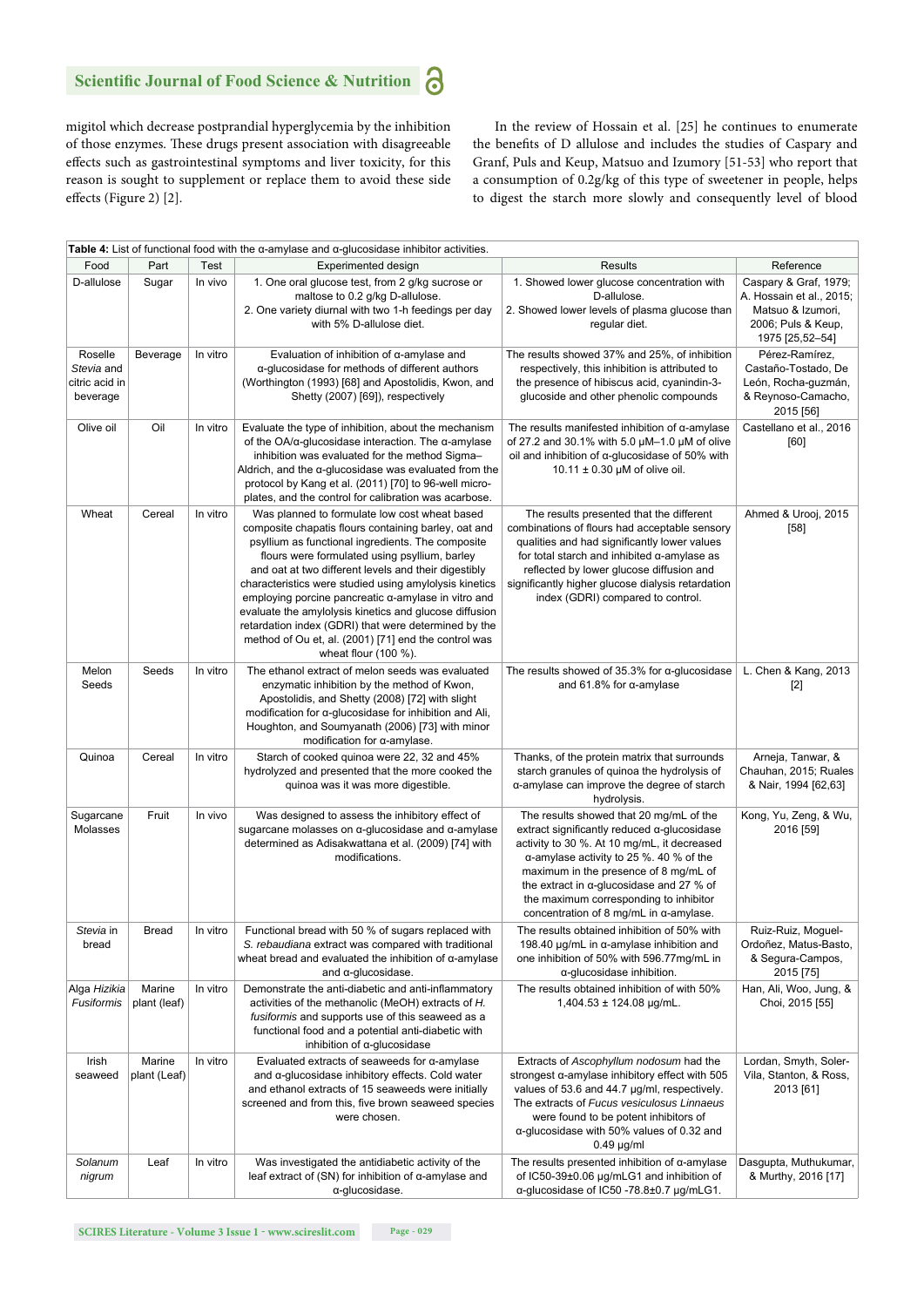migitol which decrease postprandial hyperglycemia by the inhibition of those enzymes. These drugs present association with disagreeable effects such as gastrointestinal symptoms and liver toxicity, for this reason is sought to supplement or replace them to avoid these side effects (Figure 2) [2].

In the review of Hossain et al. [25] he continues to enumerate the benefits of D allulose and includes the studies of Caspary and Granf, Puls and Keup, Matsuo and Izumory [51-53] who report that a consumption of 0.2g/kg of this type of sweetener in people, helps to digest the starch more slowly and consequently level of blood

**Table 4:** List of functional food with the α-amylase and α-glucosidase inhibitor activities.

| Food | Part | Test | Experimented design | Results | Reference |
|---|---|---|---|---|---|
| D-allulose | Sugar | In vivo | 1. One oral glucose test, from 2 g/kg sucrose or maltose to 0.2 g/kg D-allulose. 2. One variety diurnal with two 1-h feedings per day with 5% D-allulose diet. | 1. Showed lower glucose concentration with D-allulose. 2. Showed lower levels of plasma glucose than regular diet. | Caspary & Graf, 1979; A. Hossain et al., 2015; Matsuo & Izumori, 2006; Puls & Keup, 1975 [25,52–54] |
| Roselle *Stevia* and citric acid in beverage | Beverage | In vitro | Evaluation of inhibition of α-amylase and α-glucosidase for methods of different authors (Worthington (1993) [68] and Apostolidis, Kwon, and Shetty (2007) [69]), respectively | The results showed 37% and 25%, of inhibition respectively, this inhibition is attributed to the presence of hibiscus acid, cyanindin-3-glucoside and other phenolic compounds | Pérez-Ramírez, Castaño-Tostado, De León, Rocha-guzmán, & Reynoso-Camacho, 2015 [56] |
| Olive oil | Oil | In vitro | Evaluate the type of inhibition, about the mechanism of the OA/α-glucosidase interaction. The α-amylase inhibition was evaluated for the method Sigma–Aldrich, and the α-glucosidase was evaluated from the protocol by Kang et al. (2011) [70] to 96-well micro-plates, and the control for calibration was acarbose. | The results manifested inhibition of α-amylase of 27.2 and 30.1% with 5.0 μM–1.0 μM of olive oil and inhibition of α-glucosidase of 50% with 10.11 ± 0.30 μM of olive oil. | Castellano et al., 2016 [60] |
| Wheat | Cereal | In vitro | Was planned to formulate low cost wheat based composite chapatis flours containing barley, oat and psyllium as functional ingredients. The composite flours were formulated using psyllium, barley and oat at two different levels and their digestibly characteristics were studied using amylolysis kinetics employing porcine pancreatic α-amylase in vitro and evaluate the amylolysis kinetics and glucose diffusion retardation index (GDRI) that were determined by the method of Ou et, al. (2001) [71] end the control was wheat flour (100 %). | The results presented that the different combinations of flours had acceptable sensory qualities and had significantly lower values for total starch and inhibited α-amylase as reflected by lower glucose diffusion and significantly higher glucose dialysis retardation index (GDRI) compared to control. | Ahmed & Urooj, 2015 [58] |
| Melon Seeds | Seeds | In vitro | The ethanol extract of melon seeds was evaluated enzymatic inhibition by the method of Kwon, Apostolidis, and Shetty (2008) [72] with slight modification for α-glucosidase for inhibition and Ali, Houghton, and Soumyanath (2006) [73] with minor modification for α-amylase. | The results showed of 35.3% for α-glucosidase and 61.8% for α-amylase | L. Chen & Kang, 2013 [2] |
| Quinoa | Cereal | In vitro | Starch of cooked quinoa were 22, 32 and 45% hydrolyzed and presented that the more cooked the quinoa was it was more digestible. | Thanks, of the protein matrix that surrounds starch granules of quinoa the hydrolysis of α-amylase can improve the degree of starch hydrolysis. | Arneja, Tanwar, & Chauhan, 2015; Ruales & Nair, 1994 [62,63] |
| Sugarcane Molasses | Fruit | In vivo | Was designed to assess the inhibitory effect of sugarcane molasses on α-glucosidase and α-amylase determined as Adisakwattana et al. (2009) [74] with modifications. | The results showed that 20 mg/mL of the extract significantly reduced α-glucosidase activity to 30 %. At 10 mg/mL, it decreased α-amylase activity to 25 %. 40 % of the maximum in the presence of 8 mg/mL of the extract in α-glucosidase and 27 % of the maximum corresponding to inhibitor concentration of 8 mg/mL in α-amylase. | Kong, Yu, Zeng, & Wu, 2016 [59] |
| *Stevia* in bread | Bread | In vitro | Functional bread with 50 % of sugars replaced with *S. rebaudiana* extract was compared with traditional wheat bread and evaluated the inhibition of α-amylase and α-glucosidase. | The results obtained inhibition of 50% with 198.40 μg/mL in α-amylase inhibition and one inhibition of 50% with 596.77mg/mL in α-glucosidase inhibition. | Ruiz-Ruiz, Moguel-Ordoñez, Matus-Basto, & Segura-Campos, 2015 [75] |
| Alga *Hizikia Fusiformis* | Marine plant (leaf) | In vitro | Demonstrate the anti-diabetic and anti-inflammatory activities of the methanolic (MeOH) extracts of *H. fusiformis* and support use of this seaweed as a functional food and a potential anti-diabetic with inhibition of α-glucosidase | The results obtained inhibition of with 50% 1,404.53 ± 124.08 μg/mL. | Han, Ali, Woo, Jung, & Choi, 2015 [55] |
| Irish seaweed | Marine plant (Leaf) | In vitro | Evaluated extracts of seaweeds for α-amylase and α-glucosidase inhibitory effects. Cold water and ethanol extracts of 15 seaweeds were initially screened and from this, five brown seaweed species were chosen. | Extracts of *Ascophyllum nodosum* had the strongest α-amylase inhibitory effect with 505 values of 53.6 and 44.7 μg/ml, respectively. The extracts of *Fucus vesiculosus Linnaeus* were found to be potent inhibitors of α-glucosidase with 50% values of 0.32 and 0.49 μg/ml | Lordan, Smyth, Soler-Vila, Stanton, & Ross, 2013 [61] |
| *Solanum nigrum* | Leaf | In vitro | Was investigated the antidiabetic activity of the leaf extract of (SN) for inhibition of α-amylase and α-glucosidase. | The results presented inhibition of α-amylase of IC50-39±0.06 μg/mLG1 and inhibition of α-glucosidase of IC50 -78.8±0.7 μg/mLG1. | Dasgupta, Muthukumar, & Murthy, 2016 [17] |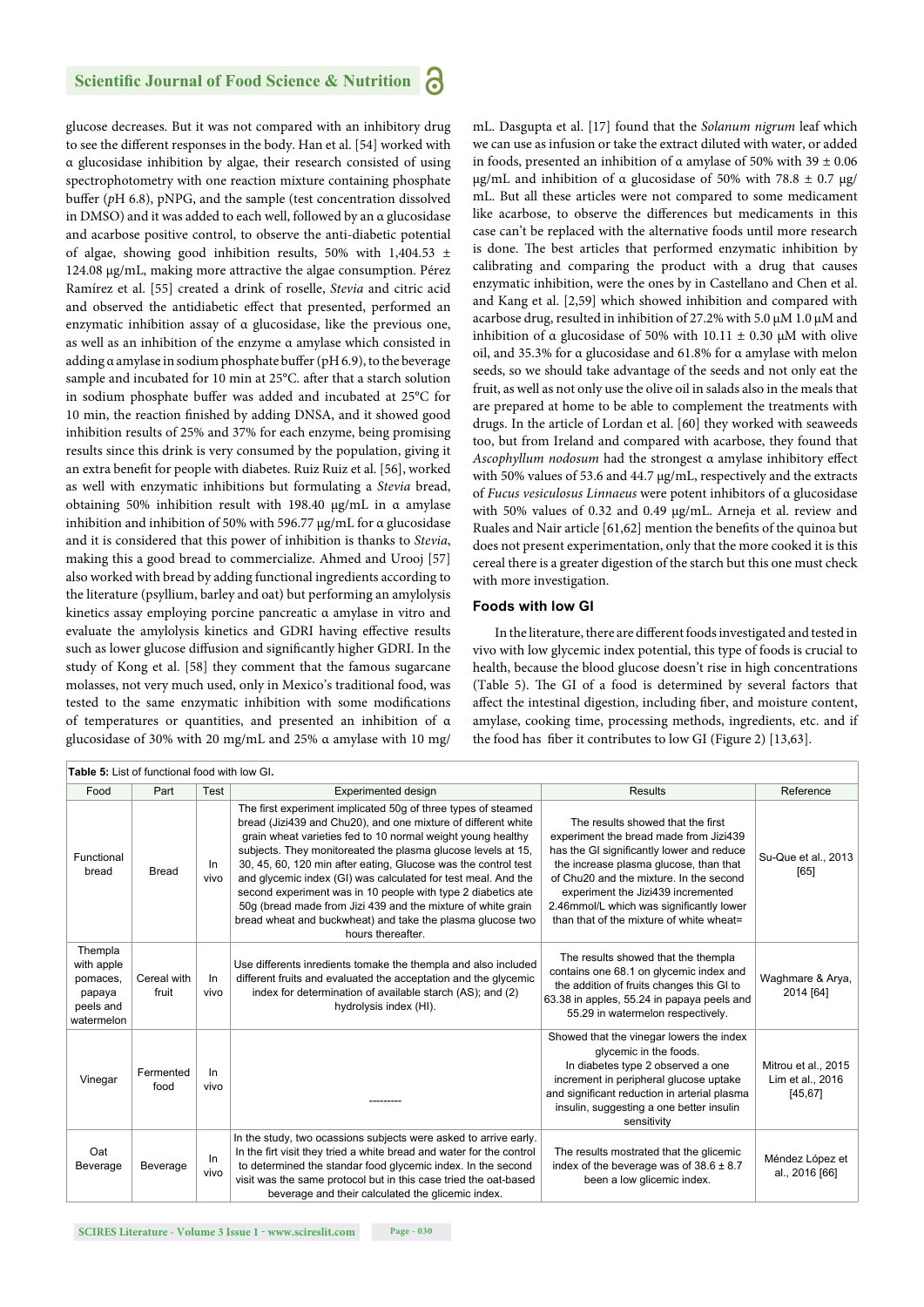glucose decreases. But it was not compared with an inhibitory drug to see the different responses in the body. Han et al. [54] worked with α glucosidase inhibition by algae, their research consisted of using spectrophotometry with one reaction mixture containing phosphate buffer (*p*H 6.8), pNPG, and the sample (test concentration dissolved in DMSO) and it was added to each well, followed by an α glucosidase and acarbose positive control, to observe the anti-diabetic potential of algae, showing good inhibition results, 50% with 1,404.53 ± 124.08 μg/mL, making more attractive the algae consumption. Pérez Ramírez et al. [55] created a drink of roselle, *Stevia* and citric acid and observed the antidiabetic effect that presented, performed an enzymatic inhibition assay of α glucosidase, like the previous one, as well as an inhibition of the enzyme α amylase which consisted in adding α amylase in sodium phosphate buffer (pH 6.9), to the beverage sample and incubated for 10 min at 25°C. after that a starch solution in sodium phosphate buffer was added and incubated at 25°C for 10 min, the reaction finished by adding DNSA, and it showed good inhibition results of 25% and 37% for each enzyme, being promising results since this drink is very consumed by the population, giving it an extra benefit for people with diabetes. Ruiz Ruiz et al. [56], worked as well with enzymatic inhibitions but formulating a *Stevia* bread, obtaining 50% inhibition result with 198.40 μg/mL in α amylase inhibition and inhibition of 50% with 596.77 μg/mL for α glucosidase and it is considered that this power of inhibition is thanks to *Stevia*, making this a good bread to commercialize. Ahmed and Urooj [57] also worked with bread by adding functional ingredients according to the literature (psyllium, barley and oat) but performing an amylolysis kinetics assay employing porcine pancreatic α amylase in vitro and evaluate the amylolysis kinetics and GDRI having effective results such as lower glucose diffusion and significantly higher GDRI. In the study of Kong et al. [58] they comment that the famous sugarcane molasses, not very much used, only in Mexico's traditional food, was tested to the same enzymatic inhibition with some modifications of temperatures or quantities, and presented an inhibition of α glucosidase of 30% with 20 mg/mL and 25% α amylase with 10 mg/mL. Dasgupta et al. [17] found that the *Solanum nigrum* leaf which we can use as infusion or take the extract diluted with water, or added in foods, presented an inhibition of α amylase of 50% with 39 ± 0.06 μg/mL and inhibition of α glucosidase of 50% with 78.8 ± 0.7 μg/mL. But all these articles were not compared to some medicament like acarbose, to observe the differences but medicaments in this case can't be replaced with the alternative foods until more research is done. The best articles that performed enzymatic inhibition by calibrating and comparing the product with a drug that causes enzymatic inhibition, were the ones by in Castellano and Chen et al. and Kang et al. [2,59] which showed inhibition and compared with acarbose drug, resulted in inhibition of 27.2% with 5.0 μM 1.0 μM and inhibition of α glucosidase of 50% with 10.11 ± 0.30 μM with olive oil, and 35.3% for α glucosidase and 61.8% for α amylase with melon seeds, so we should take advantage of the seeds and not only eat the fruit, as well as not only use the olive oil in salads also in the meals that are prepared at home to be able to complement the treatments with drugs. In the article of Lordan et al. [60] they worked with seaweeds too, but from Ireland and compared with acarbose, they found that *Ascophyllum nodosum* had the strongest α amylase inhibitory effect with 50% values of 53.6 and 44.7 μg/mL, respectively and the extracts of *Fucus vesiculosus Linnaeus* were potent inhibitors of α glucosidase with 50% values of 0.32 and 0.49 μg/mL. Arneja et al. review and Ruales and Nair article [61,62] mention the benefits of the quinoa but does not present experimentation, only that the more cooked it is this cereal there is a greater digestion of the starch but this one must check with more investigation.

### Foods with low GI

In the literature, there are different foods investigated and tested in vivo with low glycemic index potential, this type of foods is crucial to health, because the blood glucose doesn't rise in high concentrations (Table 5). The GI of a food is determined by several factors that affect the intestinal digestion, including fiber, and moisture content, amylase, cooking time, processing methods, ingredients, etc. and if the food has fiber it contributes to low GI (Figure 2) [13,63].

**Table 5:** List of functional food with low GI.

| Food | Part | Test | Experimented design | Results | Reference |
|---|---|---|---|---|---|
| Functional bread | Bread | In vivo | The first experiment implicated 50g of three types of steamed bread (Jizi439 and Chu20), and one mixture of different white grain wheat varieties fed to 10 normal weight young healthy subjects. They monitoreated the plasma glucose levels at 15, 30, 45, 60, 120 min after eating, Glucose was the control test and glycemic index (GI) was calculated for test meal. And the second experiment was in 10 people with type 2 diabetics ate 50g (bread made from Jizi 439 and the mixture of white grain bread wheat and buckwheat) and take the plasma glucose two hours thereafter. | The results showed that the first experiment the bread made from Jizi439 has the GI significantly lower and reduce the increase plasma glucose, than that of Chu20 and the mixture. In the second experiment the Jizi439 incremented 2.46mmol/L which was significantly lower than that of the mixture of white wheat= | Su-Que et al., 2013 [65] |
| Thempla with apple pomaces, papaya peels and watermelon | Cereal with fruit | In vivo | Use differents inredients tomake the thempla and also included different fruits and evaluated the acceptation and the glycemic index for determination of available starch (AS); and (2) hydrolysis index (HI). | The results showed that the thempla contains one 68.1 on glycemic index and the addition of fruits changes this GI to 63.38 in apples, 55.24 in papaya peels and 55.29 in watermelon respectively. | Waghmare & Arya, 2014 [64] |
| Vinegar | Fermented food | In vivo | --------- | Showed that the vinegar lowers the index glycemic in the foods. In diabetes type 2 observed a one increment in peripheral glucose uptake and significant reduction in arterial plasma insulin, suggesting a one better insulin sensitivity | Mitrou et al., 2015 Lim et al., 2016 [45,67] |
| Oat Beverage | Beverage | In vivo | In the study, two ocassions subjects were asked to arrive early. In the firt visit they tried a white bread and water for the control to determined the standar food glycemic index. In the second visit was the same protocol but in this case tried the oat-based beverage and their calculated the glicemic index. | The results mostrated that the glicemic index of the beverage was of 38.6 ± 8.7 been a low glicemic index. | Méndez López et al., 2016 [66] |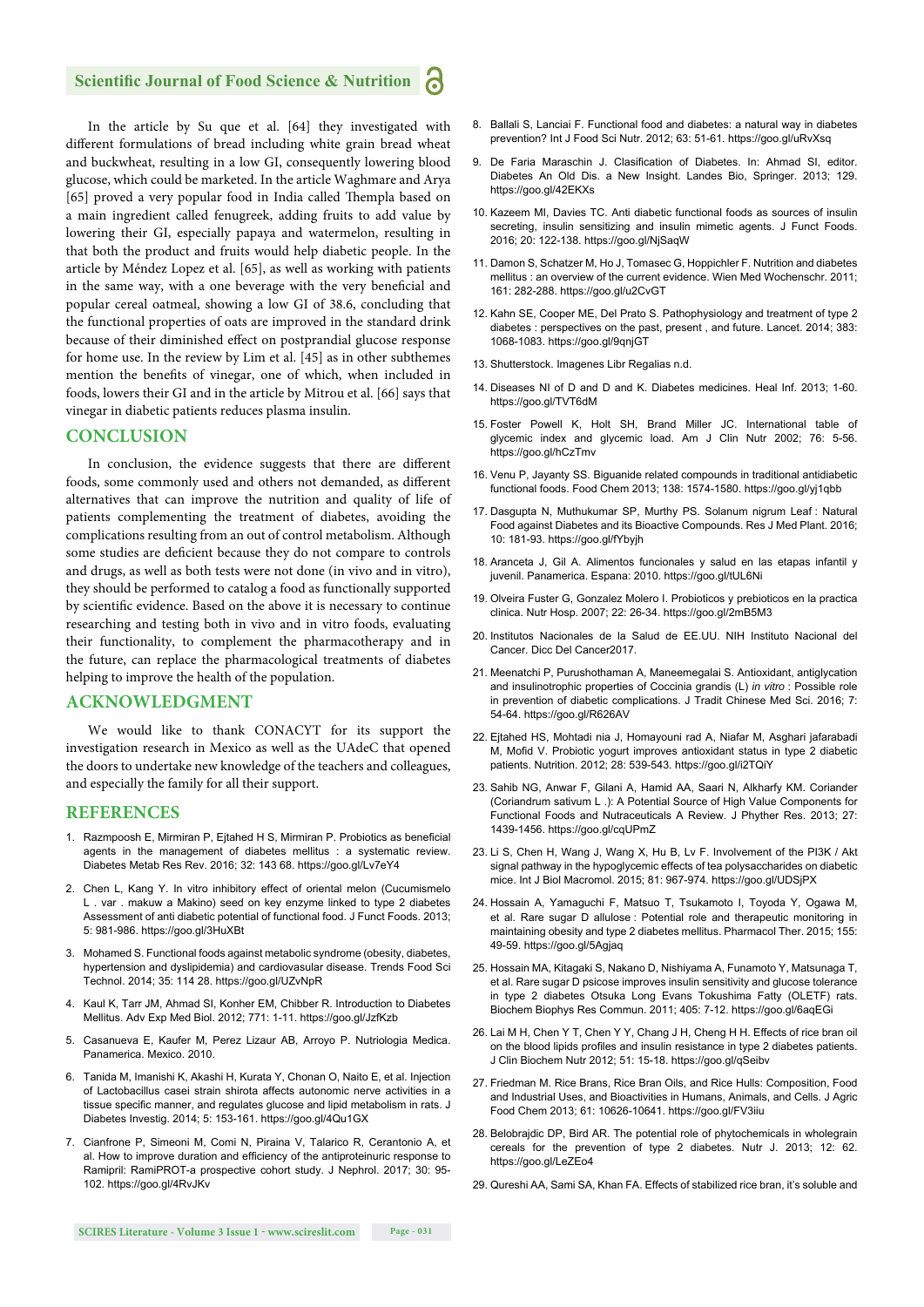In the article by Su que et al. [64] they investigated with different formulations of bread including white grain bread wheat and buckwheat, resulting in a low GI, consequently lowering blood glucose, which could be marketed. In the article Waghmare and Arya [65] proved a very popular food in India called Thempla based on a main ingredient called fenugreek, adding fruits to add value by lowering their GI, especially papaya and watermelon, resulting in that both the product and fruits would help diabetic people. In the article by Méndez Lopez et al. [65], as well as working with patients in the same way, with a one beverage with the very beneficial and popular cereal oatmeal, showing a low GI of 38.6, concluding that the functional properties of oats are improved in the standard drink because of their diminished effect on postprandial glucose response for home use. In the review by Lim et al. [45] as in other subthemes mention the benefits of vinegar, one of which, when included in foods, lowers their GI and in the article by Mitrou et al. [66] says that vinegar in diabetic patients reduces plasma insulin.

## CONCLUSION

In conclusion, the evidence suggests that there are different foods, some commonly used and others not demanded, as different alternatives that can improve the nutrition and quality of life of patients complementing the treatment of diabetes, avoiding the complications resulting from an out of control metabolism. Although some studies are deficient because they do not compare to controls and drugs, as well as both tests were not done (in vivo and in vitro), they should be performed to catalog a food as functionally supported by scientific evidence. Based on the above it is necessary to continue researching and testing both in vivo and in vitro foods, evaluating their functionality, to complement the pharmacotherapy and in the future, can replace the pharmacological treatments of diabetes helping to improve the health of the population.

## ACKNOWLEDGMENT

We would like to thank CONACYT for its support the investigation research in Mexico as well as the UAdeC that opened the doors to undertake new knowledge of the teachers and colleagues, and especially the family for all their support.

## REFERENCES

1. Razmpoosh E, Mirmiran P, Ejtahed H S, Mirmiran P. Probiotics as beneficial agents in the management of diabetes mellitus : a systematic review. Diabetes Metab Res Rev. 2016; 32: 143 68. https://goo.gl/Lv7eY4
2. Chen L, Kang Y. In vitro inhibitory effect of oriental melon (Cucumismelo L . var . makuw a Makino) seed on key enzyme linked to type 2 diabetes Assessment of anti diabetic potential of functional food. J Funct Foods. 2013; 5: 981-986. https://goo.gl/3HuXBt
3. Mohamed S. Functional foods against metabolic syndrome (obesity, diabetes, hypertension and dyslipidemia) and cardiovasular disease. Trends Food Sci Technol. 2014; 35: 114 28. https://goo.gl/UZvNpR
4. Kaul K, Tarr JM, Ahmad SI, Konher EM, Chibber R. Introduction to Diabetes Mellitus. Adv Exp Med Biol. 2012; 771: 1-11. https://goo.gl/JzfKzb
5. Casanueva E, Kaufer M, Perez Lizaur AB, Arroyo P. Nutriologia Medica. Panamerica. Mexico. 2010.
6. Tanida M, Imanishi K, Akashi H, Kurata Y, Chonan O, Naito E, et al. Injection of Lactobacillus casei strain shirota affects autonomic nerve activities in a tissue specific manner, and regulates glucose and lipid metabolism in rats. J Diabetes Investig. 2014; 5: 153-161. https://goo.gl/4Qu1GX
7. Cianfrone P, Simeoni M, Comi N, Piraina V, Talarico R, Cerantonio A, et al. How to improve duration and efficiency of the antiproteinuric response to Ramipril: RamiPROT-a prospective cohort study. J Nephrol. 2017; 30: 95-102. https://goo.gl/4RvJKv
8. Ballali S, Lanciai F. Functional food and diabetes: a natural way in diabetes prevention? Int J Food Sci Nutr. 2012; 63: 51-61. https://goo.gl/uRvXsq
9. De Faria Maraschin J. Clasification of Diabetes. In: Ahmad SI, editor. Diabetes An Old Dis. a New Insight. Landes Bio, Springer. 2013; 129. https://goo.gl/42EKXs
10. Kazeem MI, Davies TC. Anti diabetic functional foods as sources of insulin secreting, insulin sensitizing and insulin mimetic agents. J Funct Foods. 2016; 20: 122-138. https://goo.gl/NjSaqW
11. Damon S, Schatzer M, Ho J, Tomasec G, Hoppichler F. Nutrition and diabetes mellitus : an overview of the current evidence. Wien Med Wochenschr. 2011; 161: 282-288. https://goo.gl/u2CvGT
12. Kahn SE, Cooper ME, Del Prato S. Pathophysiology and treatment of type 2 diabetes : perspectives on the past, present , and future. Lancet. 2014; 383: 1068-1083. https://goo.gl/9qnjGT
13. Shutterstock. Imagenes Libr Regalias n.d.
14. Diseases NI of D and D and K. Diabetes medicines. Heal Inf. 2013; 1-60. https://goo.gl/TVT6dM
15. Foster Powell K, Holt SH, Brand Miller JC. International table of glycemic index and glycemic load. Am J Clin Nutr 2002; 76: 5-56. https://goo.gl/hCzTmv
16. Venu P, Jayanty SS. Biguanide related compounds in traditional antidiabetic functional foods. Food Chem 2013; 138: 1574-1580. https://goo.gl/yj1qbb
17. Dasgupta N, Muthukumar SP, Murthy PS. Solanum nigrum Leaf : Natural Food against Diabetes and its Bioactive Compounds. Res J Med Plant. 2016; 10: 181-93. https://goo.gl/fYbyjh
18. Aranceta J, Gil A. Alimentos funcionales y salud en las etapas infantil y juvenil. Panamerica. Espana: 2010. https://goo.gl/tUL6Ni
19. Olveira Fuster G, Gonzalez Molero I. Probioticos y prebioticos en la practica clinica. Nutr Hosp. 2007; 22: 26-34. https://goo.gl/2mB5M3
20. Institutos Nacionales de la Salud de EE.UU. NIH Instituto Nacional del Cancer. Dicc Del Cancer2017.
21. Meenatchi P, Purushothaman A, Maneemegalai S. Antioxidant, antiglycation and insulinotrophic properties of Coccinia grandis (L) *in vitro* : Possible role in prevention of diabetic complications. J Tradit Chinese Med Sci. 2016; 7: 54-64. https://goo.gl/R626AV
22. Ejtahed HS, Mohtadi nia J, Homayouni rad A, Niafar M, Asghari jafarabadi M, Mofid V. Probiotic yogurt improves antioxidant status in type 2 diabetic patients. Nutrition. 2012; 28: 539-543. https://goo.gl/i2TQiY
23. Sahib NG, Anwar F, Gilani A, Hamid AA, Saari N, Alkharfy KM. Coriander (Coriandrum sativum L .): A Potential Source of High Value Components for Functional Foods and Nutraceuticals A Review. J Phyther Res. 2013; 27: 1439-1456. https://goo.gl/cqUPmZ
23. Li S, Chen H, Wang J, Wang X, Hu B, Lv F. Involvement of the PI3K / Akt signal pathway in the hypoglycemic effects of tea polysaccharides on diabetic mice. Int J Biol Macromol. 2015; 81: 967-974. https://goo.gl/UDSjPX
24. Hossain A, Yamaguchi F, Matsuo T, Tsukamoto I, Toyoda Y, Ogawa M, et al. Rare sugar D allulose : Potential role and therapeutic monitoring in maintaining obesity and type 2 diabetes mellitus. Pharmacol Ther. 2015; 155: 49-59. https://goo.gl/5Agjaq
25. Hossain MA, Kitagaki S, Nakano D, Nishiyama A, Funamoto Y, Matsunaga T, et al. Rare sugar D psicose improves insulin sensitivity and glucose tolerance in type 2 diabetes Otsuka Long Evans Tokushima Fatty (OLETF) rats. Biochem Biophys Res Commun. 2011; 405: 7-12. https://goo.gl/6aqEGi
26. Lai M H, Chen Y T, Chen Y Y, Chang J H, Cheng H H. Effects of rice bran oil on the blood lipids profiles and insulin resistance in type 2 diabetes patients. J Clin Biochem Nutr 2012; 51: 15-18. https://goo.gl/qSeibv
27. Friedman M. Rice Brans, Rice Bran Oils, and Rice Hulls: Composition, Food and Industrial Uses, and Bioactivities in Humans, Animals, and Cells. J Agric Food Chem 2013; 61: 10626-10641. https://goo.gl/FV3iiu
28. Belobrajdic DP, Bird AR. The potential role of phytochemicals in wholegrain cereals for the prevention of type 2 diabetes. Nutr J. 2013; 12: 62. https://goo.gl/LeZEo4
29. Qureshi AA, Sami SA, Khan FA. Effects of stabilized rice bran, it's soluble and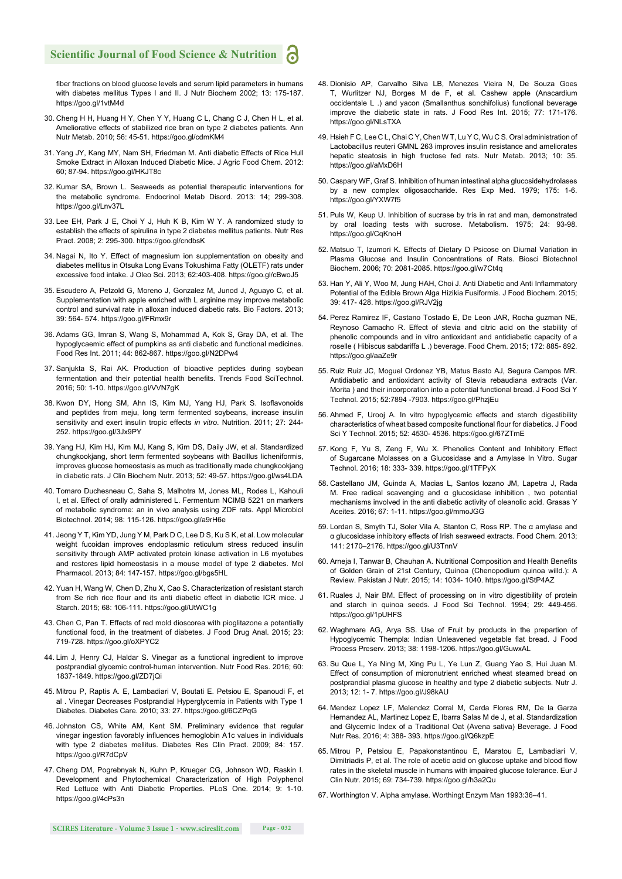fiber fractions on blood glucose levels and serum lipid parameters in humans with diabetes mellitus Types I and II. J Nutr Biochem 2002; 13: 175-187. https://goo.gl/1vtM4d

30. Cheng H H, Huang H Y, Chen Y Y, Huang C L, Chang C J, Chen H L, et al. Ameliorative effects of stabilized rice bran on type 2 diabetes patients. Ann Nutr Metab. 2010; 56: 45-51. https://goo.gl/cdmKM4

31. Yang JY, Kang MY, Nam SH, Friedman M. Anti diabetic Effects of Rice Hull Smoke Extract in Alloxan Induced Diabetic Mice. J Agric Food Chem. 2012: 60; 87-94. https://goo.gl/HKJT8c

32. Kumar SA, Brown L. Seaweeds as potential therapeutic interventions for the metabolic syndrome. Endocrinol Metab Disord. 2013: 14; 299-308. https://goo.gl/Lnv37L

33. Lee EH, Park J E, Choi Y J, Huh K B, Kim W Y. A randomized study to establish the effects of spirulina in type 2 diabetes mellitus patients. Nutr Res Pract. 2008; 2: 295-300. https://goo.gl/cndbsK

34. Nagai N, Ito Y. Effect of magnesium ion supplementation on obesity and diabetes mellitus in Otsuka Long Evans Tokushima Fatty (OLETF) rats under excessive food intake. J Oleo Sci. 2013; 62:403-408. https://goo.gl/cBwoJ5

35. Escudero A, Petzold G, Moreno J, Gonzalez M, Junod J, Aguayo C, et al. Supplementation with apple enriched with L arginine may improve metabolic control and survival rate in alloxan induced diabetic rats. Bio Factors. 2013; 39: 564- 574. https://goo.gl/FRmx9r

36. Adams GG, Imran S, Wang S, Mohammad A, Kok S, Gray DA, et al. The hypoglycaemic effect of pumpkins as anti diabetic and functional medicines. Food Res Int. 2011; 44: 862-867. https://goo.gl/N2DPw4

37. Sanjukta S, Rai AK. Production of bioactive peptides during soybean fermentation and their potential health benefits. Trends Food SciTechnol. 2016; 50: 1-10. https://goo.gl/VVN7gK

38. Kwon DY, Hong SM, Ahn IS, Kim MJ, Yang HJ, Park S. Isoflavonoids and peptides from meju, long term fermented soybeans, increase insulin sensitivity and exert insulin tropic effects *in vitro*. Nutrition. 2011; 27: 244-252. https://goo.gl/3Jx9PY

39. Yang HJ, Kim HJ, Kim MJ, Kang S, Kim DS, Daily JW, et al. Standardized chungkookjang, short term fermented soybeans with Bacillus licheniformis, improves glucose homeostasis as much as traditionally made chungkookjang in diabetic rats. J Clin Biochem Nutr. 2013; 52: 49-57. https://goo.gl/ws4LDA

40. Tomaro Duchesneau C, Saha S, Malhotra M, Jones ML, Rodes L, Kahouli I, et al. Effect of orally administered L. Fermentum NCIMB 5221 on markers of metabolic syndrome: an in vivo analysis using ZDF rats. Appl Microbiol Biotechnol. 2014; 98: 115-126. https://goo.gl/a9rH6e

41. Jeong Y T, Kim YD, Jung Y M, Park D C, Lee D S, Ku S K, et al. Low molecular weight fucoidan improves endoplasmic reticulum stress reduced insulin sensitivity through AMP activated protein kinase activation in L6 myotubes and restores lipid homeostasis in a mouse model of type 2 diabetes. Mol Pharmacol. 2013; 84: 147-157. https://goo.gl/bgs5HL

42. Yuan H, Wang W, Chen D, Zhu X, Cao S. Characterization of resistant starch from Se rich rice flour and its anti diabetic effect in diabetic ICR mice. J Starch. 2015; 68: 106-111. https://goo.gl/UtWC1g

43. Chen C, Pan T. Effects of red mold dioscorea with pioglitazone a potentially functional food, in the treatment of diabetes. J Food Drug Anal. 2015; 23: 719-728. https://goo.gl/oXPYC2

44. Lim J, Henry CJ, Haldar S. Vinegar as a functional ingredient to improve postprandial glycemic control-human intervention. Nutr Food Res. 2016; 60: 1837-1849. https://goo.gl/ZD7jQi

45. Mitrou P, Raptis A. E, Lambadiari V, Boutati E. Petsiou E, Spanoudi F, et al . Vinegar Decreases Postprandial Hyperglycemia in Patients with Type 1 Diabetes. Diabetes Care. 2010; 33: 27. https://goo.gl/6CZPqG

46. Johnston CS, White AM, Kent SM. Preliminary evidence that regular vinegar ingestion favorably influences hemoglobin A1c values in individuals with type 2 diabetes mellitus. Diabetes Res Clin Pract. 2009; 84: 157. https://goo.gl/R7dCpV

47. Cheng DM, Pogrebnyak N, Kuhn P, Krueger CG, Johnson WD, Raskin I. Development and Phytochemical Characterization of High Polyphenol Red Lettuce with Anti Diabetic Properties. PLoS One. 2014; 9: 1-10. https://goo.gl/4cPs3n

48. Dionisio AP, Carvalho Silva LB, Menezes Vieira N, De Souza Goes T, Wurlitzer NJ, Borges M de F, et al. Cashew apple (Anacardium occidentale L .) and yacon (Smallanthus sonchifolius) functional beverage improve the diabetic state in rats. J Food Res Int. 2015; 77: 171-176. https://goo.gl/NLsTXA

49. Hsieh F C, Lee C L, Chai C Y, Chen W T, Lu Y C, Wu C S. Oral administration of Lactobacillus reuteri GMNL 263 improves insulin resistance and ameliorates hepatic steatosis in high fructose fed rats. Nutr Metab. 2013; 10: 35. https://goo.gl/aMxD6H

50. Caspary WF, Graf S. Inhibition of human intestinal alpha glucosidehydrolases by a new complex oligosaccharide. Res Exp Med. 1979; 175: 1-6. https://goo.gl/YXW7f5

51. Puls W, Keup U. Inhibition of sucrase by tris in rat and man, demonstrated by oral loading tests with sucrose. Metabolism. 1975; 24: 93-98. https://goo.gl/CqKnoH

52. Matsuo T, Izumori K. Effects of Dietary D Psicose on Diurnal Variation in Plasma Glucose and Insulin Concentrations of Rats. Biosci Biotechnol Biochem. 2006; 70: 2081-2085. https://goo.gl/w7Ct4q

53. Han Y, Ali Y, Woo M, Jung HAH, Choi J. Anti Diabetic and Anti Inflammatory Potential of the Edible Brown Alga Hizikia Fusiformis. J Food Biochem. 2015; 39: 417- 428. https://goo.gl/RJV2jg

54. Perez Ramirez IF, Castano Tostado E, De Leon JAR, Rocha guzman NE, Reynoso Camacho R. Effect of stevia and citric acid on the stability of phenolic compounds and in vitro antioxidant and antidiabetic capacity of a roselle ( Hibiscus sabdariffa L .) beverage. Food Chem. 2015; 172: 885- 892. https://goo.gl/aaZe9r

55. Ruiz Ruiz JC, Moguel Ordonez YB, Matus Basto AJ, Segura Campos MR. Antidiabetic and antioxidant activity of Stevia rebaudiana extracts (Var. Morita ) and their incorporation into a potential functional bread. J Food Sci Y Technol. 2015; 52:7894 -7903. https://goo.gl/PhzjEu

56. Ahmed F, Urooj A. In vitro hypoglycemic effects and starch digestibility characteristics of wheat based composite functional flour for diabetics. J Food Sci Y Technol. 2015; 52: 4530- 4536. https://goo.gl/67ZTmE

57. Kong F, Yu S, Zeng F, Wu X. Phenolics Content and Inhibitory Effect of Sugarcane Molasses on a Glucosidase and a Amylase In Vitro. Sugar Technol. 2016; 18: 333- 339. https://goo.gl/1TFPyX

58. Castellano JM, Guinda A, Macias L, Santos lozano JM, Lapetra J, Rada M. Free radical scavenging and α glucosidase inhibition , two potential mechanisms involved in the anti diabetic activity of oleanolic acid. Grasas Y Aceites. 2016; 67: 1-11. https://goo.gl/mmoJGG

59. Lordan S, Smyth TJ, Soler Vila A, Stanton C, Ross RP. The α amylase and α glucosidase inhibitory effects of Irish seaweed extracts. Food Chem. 2013; 141: 2170–2176. https://goo.gl/U3TnnV

60. Arneja I, Tanwar B, Chauhan A. Nutritional Composition and Health Benefits of Golden Grain of 21st Century, Quinoa (Chenopodium quinoa willd.): A Review. Pakistan J Nutr. 2015; 14: 1034- 1040. https://goo.gl/StP4AZ

61. Ruales J, Nair BM. Effect of processing on in vitro digestibility of protein and starch in quinoa seeds. J Food Sci Technol. 1994; 29: 449-456. https://goo.gl/1pUHFS

62. Waghmare AG, Arya SS. Use of Fruit by products in the prepartion of Hypoglycemic Thempla: Indian Unleavened vegetable flat bread. J Food Process Preserv. 2013; 38: 1198-1206. https://goo.gl/GuwxAL

63. Su Que L, Ya Ning M, Xing Pu L, Ye Lun Z, Guang Yao S, Hui Juan M. Effect of consumption of micronutrient enriched wheat steamed bread on postprandial plasma glucose in healthy and type 2 diabetic subjects. Nutr J. 2013; 12: 1- 7. https://goo.gl/J98kAU

64. Mendez Lopez LF, Melendez Corral M, Cerda Flores RM, De la Garza Hernandez AL, Martinez Lopez E, Ibarra Salas M de J, et al. Standardization and Glycemic Index of a Traditional Oat (Avena sativa) Beverage. J Food Nutr Res. 2016; 4: 388- 393. https://goo.gl/Q6kzpE

65. Mitrou P, Petsiou E, Papakonstantinou E, Maratou E, Lambadiari V, Dimitriadis P, et al. The role of acetic acid on glucose uptake and blood flow rates in the skeletal muscle in humans with impaired glucose tolerance. Eur J Clin Nutr. 2015; 69: 734-739. https://goo.gl/h3a2Qu

67. Worthington V. Alpha amylase. Worthingt Enzym Man 1993:36–41.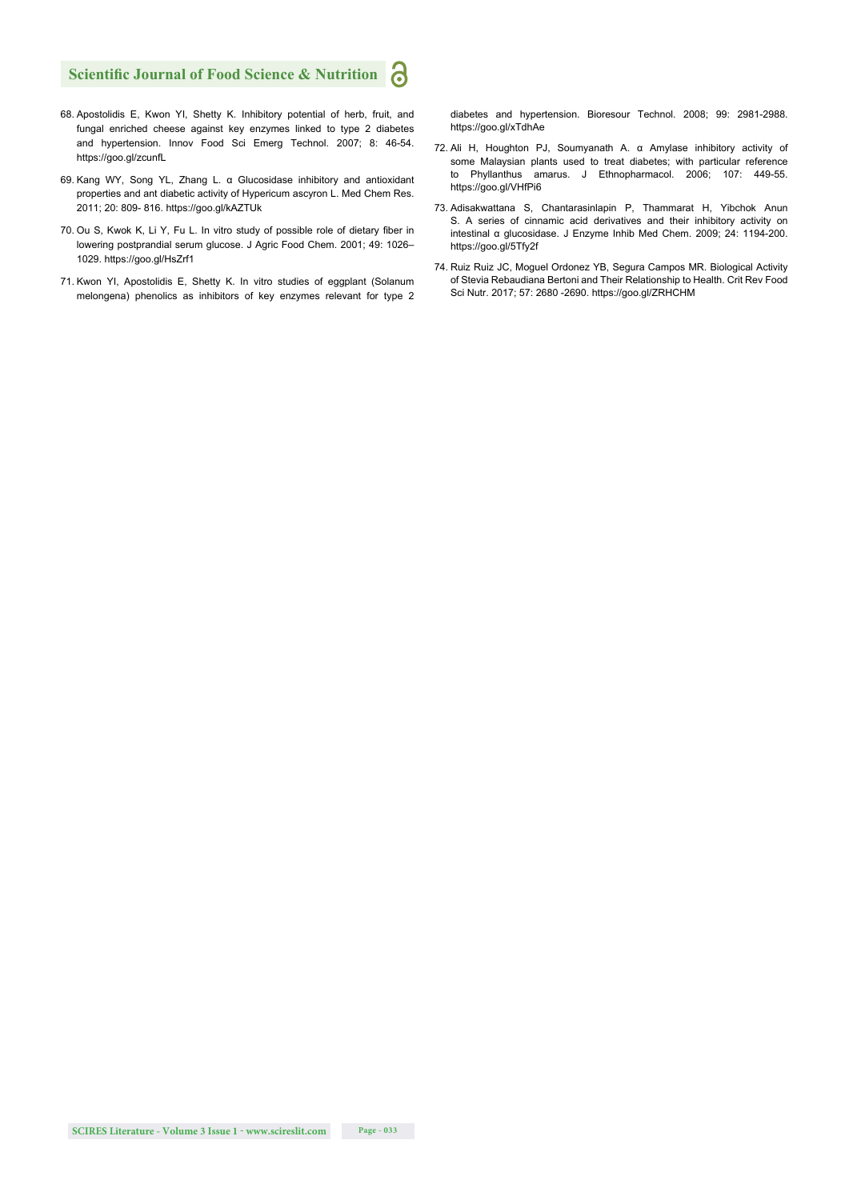68. Apostolidis E, Kwon YI, Shetty K. Inhibitory potential of herb, fruit, and fungal enriched cheese against key enzymes linked to type 2 diabetes and hypertension. Innov Food Sci Emerg Technol. 2007; 8: 46-54. https://goo.gl/zcunfL

69. Kang WY, Song YL, Zhang L. α Glucosidase inhibitory and antioxidant properties and ant diabetic activity of Hypericum ascyron L. Med Chem Res. 2011; 20: 809- 816. https://goo.gl/kAZTUk

70. Ou S, Kwok K, Li Y, Fu L. In vitro study of possible role of dietary fiber in lowering postprandial serum glucose. J Agric Food Chem. 2001; 49: 1026–1029. https://goo.gl/HsZrf1

71. Kwon YI, Apostolidis E, Shetty K. In vitro studies of eggplant (Solanum melongena) phenolics as inhibitors of key enzymes relevant for type 2 diabetes and hypertension. Bioresour Technol. 2008; 99: 2981-2988. https://goo.gl/xTdhAe

72. Ali H, Houghton PJ, Soumyanath A. α Amylase inhibitory activity of some Malaysian plants used to treat diabetes; with particular reference to Phyllanthus amarus. J Ethnopharmacol. 2006; 107: 449-55. https://goo.gl/VHfPi6

73. Adisakwattana S, Chantarasinlapin P, Thammarat H, Yibchok Anun S. A series of cinnamic acid derivatives and their inhibitory activity on intestinal α glucosidase. J Enzyme Inhib Med Chem. 2009; 24: 1194-200. https://goo.gl/5Tfy2f

74. Ruiz Ruiz JC, Moguel Ordonez YB, Segura Campos MR. Biological Activity of Stevia Rebaudiana Bertoni and Their Relationship to Health. Crit Rev Food Sci Nutr. 2017; 57: 2680 -2690. https://goo.gl/ZRHCHM